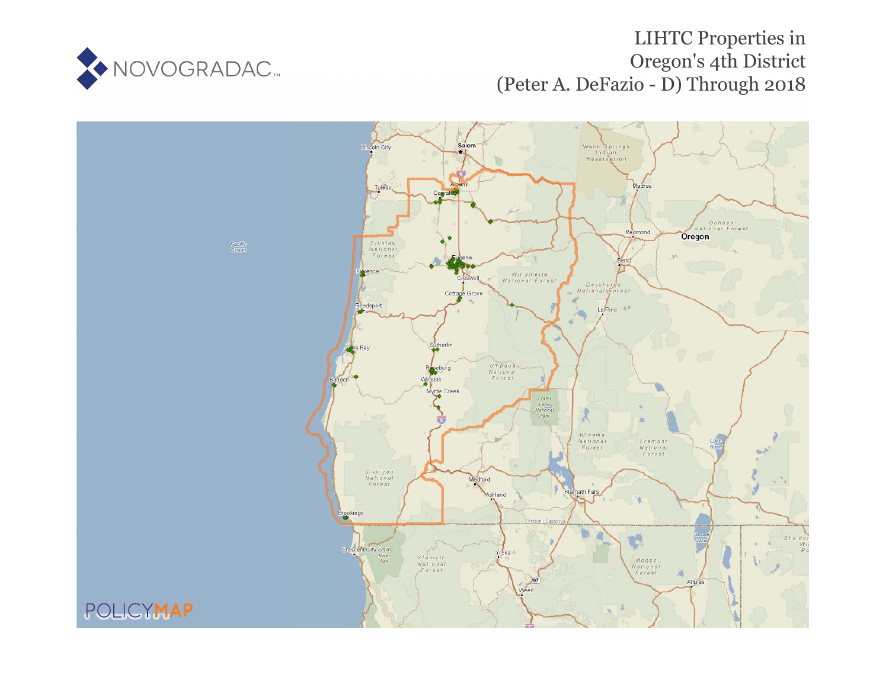# LIHTC Properties in Oregon's 4th District (Peter A. DeFazio - D) Through 2018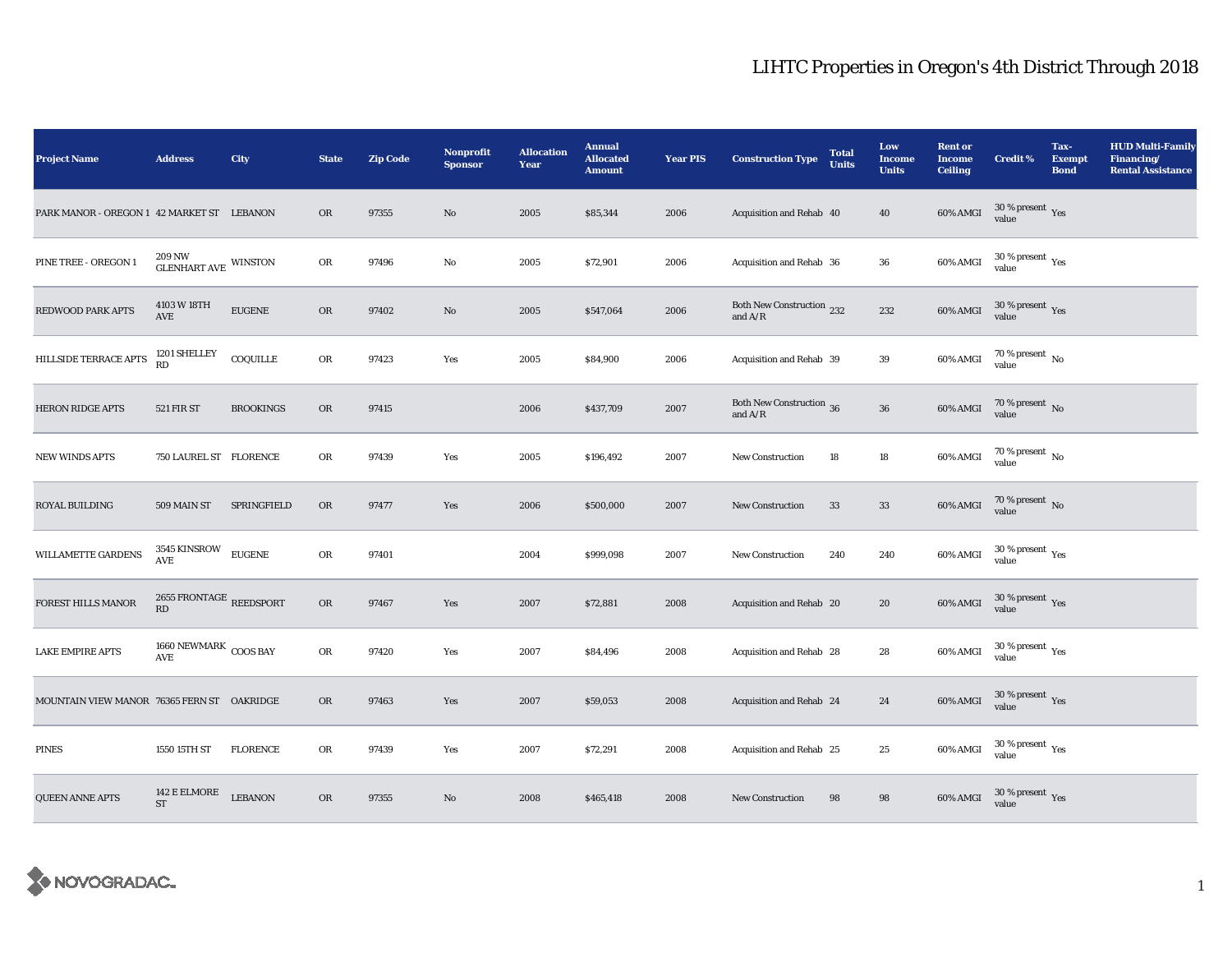# LIHTC Properties in Oregon's 4th District Through 2018

| Project Name | Address | City | State | Zip Code | Nonprofit Sponsor | Allocation Year | Annual Allocated Amount | Year PIS | Construction Type | Total Units | Low Income Units | Rent or Income Ceiling | Credit % | Tax-Exempt Bond | HUD Multi-Family Financing/ Rental Assistance |
|---|---|---|---|---|---|---|---|---|---|---|---|---|---|---|---|
| PARK MANOR - OREGON 1 | 42 MARKET ST | LEBANON | OR | 97355 | No | 2005 | $85,344 | 2006 | Acquisition and Rehab | 40 | 40 | 60% AMGI | 30 % present value | Yes | |
| PINE TREE - OREGON 1 | 209 NW GLENHART AVE | WINSTON | OR | 97496 | No | 2005 | $72,901 | 2006 | Acquisition and Rehab | 36 | 36 | 60% AMGI | 30 % present value | Yes | |
| REDWOOD PARK APTS | 4103 W 18TH AVE | EUGENE | OR | 97402 | No | 2005 | $547,064 | 2006 | Both New Construction and A/R | 232 | 232 | 60% AMGI | 30 % present value | Yes | |
| HILLSIDE TERRACE APTS | 1201 SHELLEY RD | COQUILLE | OR | 97423 | Yes | 2005 | $84,900 | 2006 | Acquisition and Rehab | 39 | 39 | 60% AMGI | 70 % present value | No | |
| HERON RIDGE APTS | 521 FIR ST | BROOKINGS | OR | 97415 | | 2006 | $437,709 | 2007 | Both New Construction and A/R | 36 | 36 | 60% AMGI | 70 % present value | No | |
| NEW WINDS APTS | 750 LAUREL ST | FLORENCE | OR | 97439 | Yes | 2005 | $196,492 | 2007 | New Construction | 18 | 18 | 60% AMGI | 70 % present value | No | |
| ROYAL BUILDING | 509 MAIN ST | SPRINGFIELD | OR | 97477 | Yes | 2006 | $500,000 | 2007 | New Construction | 33 | 33 | 60% AMGI | 70 % present value | No | |
| WILLAMETTE GARDENS | 3545 KINSROW AVE | EUGENE | OR | 97401 | | 2004 | $999,098 | 2007 | New Construction | 240 | 240 | 60% AMGI | 30 % present value | Yes | |
| FOREST HILLS MANOR | 2655 FRONTAGE RD | REEDSPORT | OR | 97467 | Yes | 2007 | $72,881 | 2008 | Acquisition and Rehab | 20 | 20 | 60% AMGI | 30 % present value | Yes | |
| LAKE EMPIRE APTS | 1660 NEWMARK AVE | COOS BAY | OR | 97420 | Yes | 2007 | $84,496 | 2008 | Acquisition and Rehab | 28 | 28 | 60% AMGI | 30 % present value | Yes | |
| MOUNTAIN VIEW MANOR | 76365 FERN ST | OAKRIDGE | OR | 97463 | Yes | 2007 | $59,053 | 2008 | Acquisition and Rehab | 24 | 24 | 60% AMGI | 30 % present value | Yes | |
| PINES | 1550 15TH ST | FLORENCE | OR | 97439 | Yes | 2007 | $72,291 | 2008 | Acquisition and Rehab | 25 | 25 | 60% AMGI | 30 % present value | Yes | |
| QUEEN ANNE APTS | 142 E ELMORE ST | LEBANON | OR | 97355 | No | 2008 | $465,418 | 2008 | New Construction | 98 | 98 | 60% AMGI | 30 % present value | Yes | |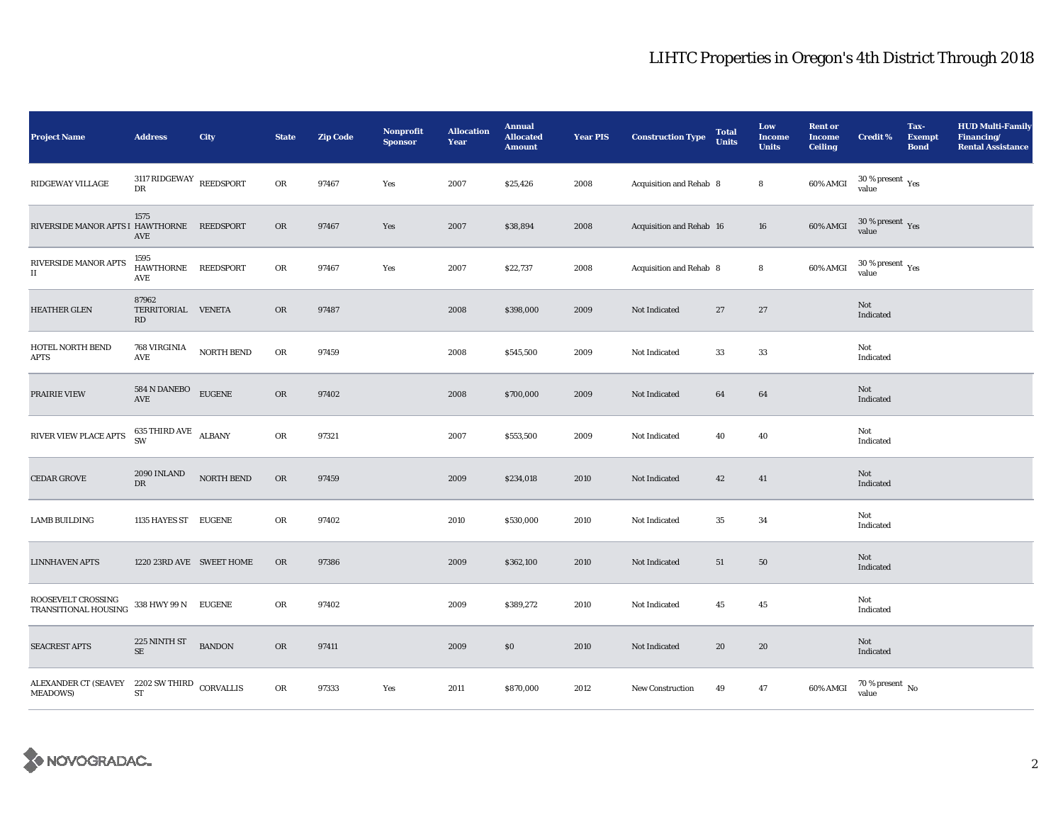# LIHTC Properties in Oregon's 4th District Through 2018

| Project Name | Address | City | State | Zip Code | Nonprofit Sponsor | Allocation Year | Annual Allocated Amount | Year PIS | Construction Type | Total Units | Low Income Units | Rent or Income Ceiling | Credit % | Tax-Exempt Bond | HUD Multi-Family Financing/ Rental Assistance |
|---|---|---|---|---|---|---|---|---|---|---|---|---|---|---|---|
| RIDGEWAY VILLAGE | 3117 RIDGEWAY DR | REEDSPORT | OR | 97467 | Yes | 2007 | $25,426 | 2008 | Acquisition and Rehab | 8 | 8 | 60% AMGI | 30 % present value | Yes | |
| RIVERSIDE MANOR APTS I | 1575 HAWTHORNE AVE | REEDSPORT | OR | 97467 | Yes | 2007 | $38,894 | 2008 | Acquisition and Rehab | 16 | 16 | 60% AMGI | 30 % present value | Yes | |
| RIVERSIDE MANOR APTS II | 1595 HAWTHORNE AVE | REEDSPORT | OR | 97467 | Yes | 2007 | $22,737 | 2008 | Acquisition and Rehab | 8 | 8 | 60% AMGI | 30 % present value | Yes | |
| HEATHER GLEN | 87962 TERRITORIAL RD | VENETA | OR | 97487 | | 2008 | $398,000 | 2009 | Not Indicated | 27 | 27 | | Not Indicated | | |
| HOTEL NORTH BEND APTS | 768 VIRGINIA AVE | NORTH BEND | OR | 97459 | | 2008 | $545,500 | 2009 | Not Indicated | 33 | 33 | | Not Indicated | | |
| PRAIRIE VIEW | 584 N DANEBO AVE | EUGENE | OR | 97402 | | 2008 | $700,000 | 2009 | Not Indicated | 64 | 64 | | Not Indicated | | |
| RIVER VIEW PLACE APTS | 635 THIRD AVE SW | ALBANY | OR | 97321 | | 2007 | $553,500 | 2009 | Not Indicated | 40 | 40 | | Not Indicated | | |
| CEDAR GROVE | 2090 INLAND DR | NORTH BEND | OR | 97459 | | 2009 | $234,018 | 2010 | Not Indicated | 42 | 41 | | Not Indicated | | |
| LAMB BUILDING | 1135 HAYES ST | EUGENE | OR | 97402 | | 2010 | $530,000 | 2010 | Not Indicated | 35 | 34 | | Not Indicated | | |
| LINNHAVEN APTS | 1220 23RD AVE | SWEET HOME | OR | 97386 | | 2009 | $362,100 | 2010 | Not Indicated | 51 | 50 | | Not Indicated | | |
| ROOSEVELT CROSSING TRANSITIONAL HOUSING | 338 HWY 99 N | EUGENE | OR | 97402 | | 2009 | $389,272 | 2010 | Not Indicated | 45 | 45 | | Not Indicated | | |
| SEACREST APTS | 225 NINTH ST SE | BANDON | OR | 97411 | | 2009 | $0 | 2010 | Not Indicated | 20 | 20 | | Not Indicated | | |
| ALEXANDER CT (SEAVEY MEADOWS) | 2202 SW THIRD ST | CORVALLIS | OR | 97333 | Yes | 2011 | $870,000 | 2012 | New Construction | 49 | 47 | 60% AMGI | 70 % present value | No | |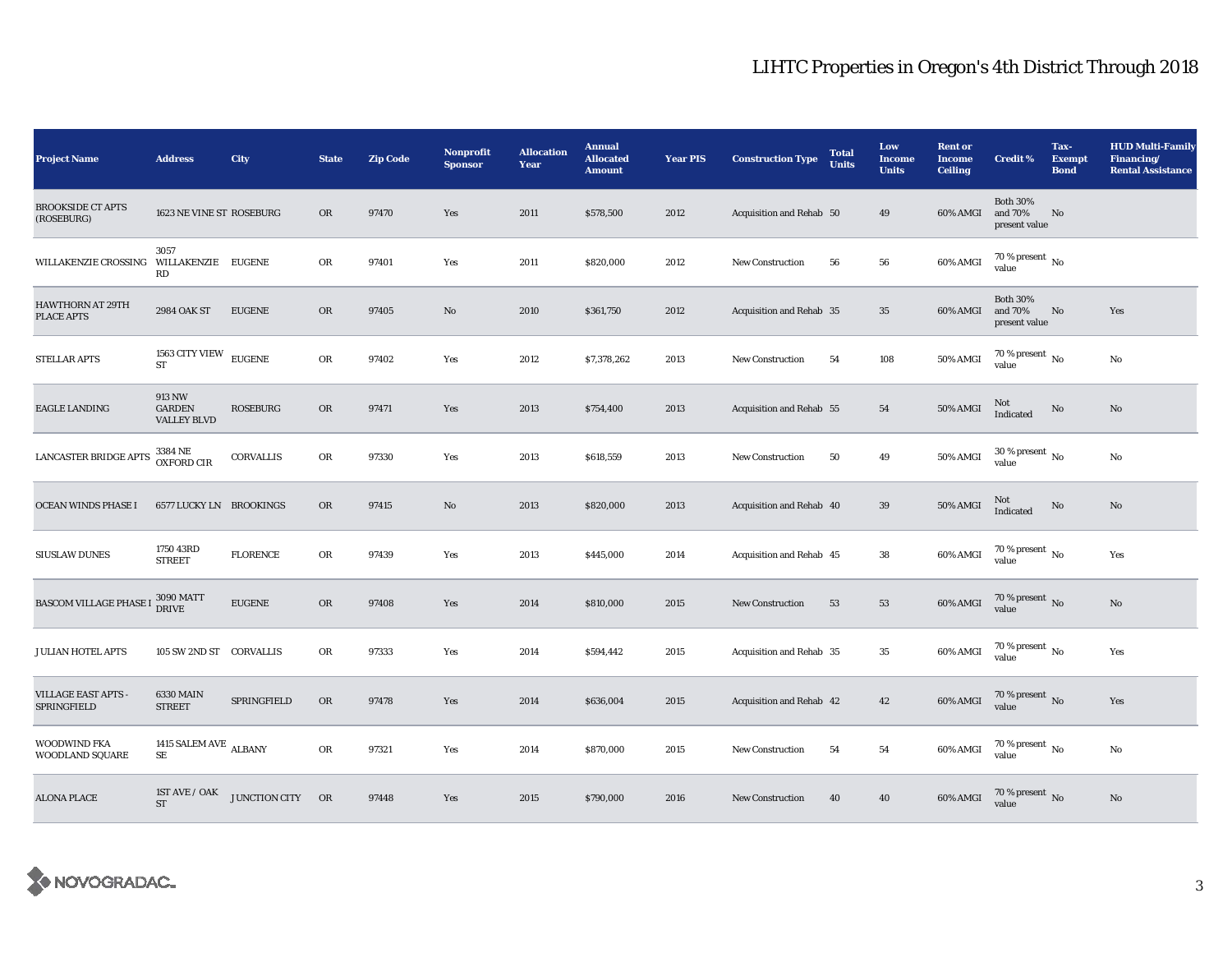# LIHTC Properties in Oregon's 4th District Through 2018

| Project Name | Address | City | State | Zip Code | Nonprofit Sponsor | Allocation Year | Annual Allocated Amount | Year PIS | Construction Type | Total Units | Low Income Units | Rent or Income Ceiling | Credit % | Tax-Exempt Bond | HUD Multi-Family Financing/ Rental Assistance |
|---|---|---|---|---|---|---|---|---|---|---|---|---|---|---|---|
| BROOKSIDE CT APTS (ROSEBURG) | 1623 NE VINE ST | ROSEBURG | OR | 97470 | Yes | 2011 | $578,500 | 2012 | Acquisition and Rehab | 50 | 49 | 60% AMGI | Both 30% and 70% present value | No | |
| WILLAKENZIE CROSSING | 3057 WILLAKENZIE RD | EUGENE | OR | 97401 | Yes | 2011 | $820,000 | 2012 | New Construction | 56 | 56 | 60% AMGI | 70 % present value | No | |
| HAWTHORN AT 29TH PLACE APTS | 2984 OAK ST | EUGENE | OR | 97405 | No | 2010 | $361,750 | 2012 | Acquisition and Rehab | 35 | 35 | 60% AMGI | Both 30% and 70% present value | No | Yes |
| STELLAR APTS | 1563 CITY VIEW ST | EUGENE | OR | 97402 | Yes | 2012 | $7,378,262 | 2013 | New Construction | 54 | 108 | 50% AMGI | 70 % present value | No | No |
| EAGLE LANDING | 913 NW GARDEN VALLEY BLVD | ROSEBURG | OR | 97471 | Yes | 2013 | $754,400 | 2013 | Acquisition and Rehab | 55 | 54 | 50% AMGI | Not Indicated | No | No |
| LANCASTER BRIDGE APTS | 3384 NE OXFORD CIR | CORVALLIS | OR | 97330 | Yes | 2013 | $618,559 | 2013 | New Construction | 50 | 49 | 50% AMGI | 30 % present value | No | No |
| OCEAN WINDS PHASE I | 6577 LUCKY LN | BROOKINGS | OR | 97415 | No | 2013 | $820,000 | 2013 | Acquisition and Rehab | 40 | 39 | 50% AMGI | Not Indicated | No | No |
| SIUSLAW DUNES | 1750 43RD STREET | FLORENCE | OR | 97439 | Yes | 2013 | $445,000 | 2014 | Acquisition and Rehab | 45 | 38 | 60% AMGI | 70 % present value | No | Yes |
| BASCOM VILLAGE PHASE I | 3090 MATT DRIVE | EUGENE | OR | 97408 | Yes | 2014 | $810,000 | 2015 | New Construction | 53 | 53 | 60% AMGI | 70 % present value | No | No |
| JULIAN HOTEL APTS | 105 SW 2ND ST | CORVALLIS | OR | 97333 | Yes | 2014 | $594,442 | 2015 | Acquisition and Rehab | 35 | 35 | 60% AMGI | 70 % present value | No | Yes |
| VILLAGE EAST APTS - SPRINGFIELD | 6330 MAIN STREET | SPRINGFIELD | OR | 97478 | Yes | 2014 | $636,004 | 2015 | Acquisition and Rehab | 42 | 42 | 60% AMGI | 70 % present value | No | Yes |
| WOODWIND FKA WOODLAND SQUARE | 1415 SALEM AVE SE | ALBANY | OR | 97321 | Yes | 2014 | $870,000 | 2015 | New Construction | 54 | 54 | 60% AMGI | 70 % present value | No | No |
| ALONA PLACE | 1ST AVE / OAK ST | JUNCTION CITY | OR | 97448 | Yes | 2015 | $790,000 | 2016 | New Construction | 40 | 40 | 60% AMGI | 70 % present value | No | No |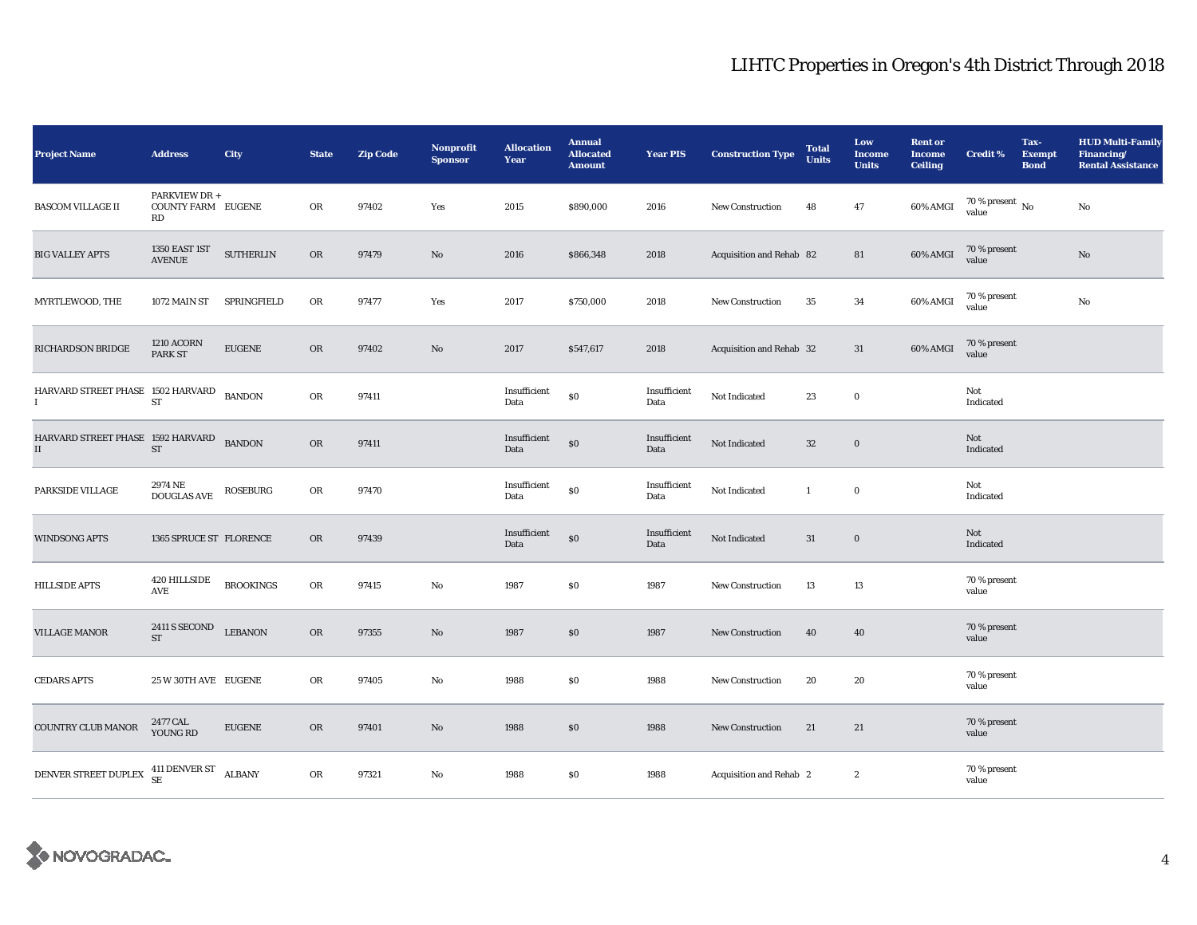# LIHTC Properties in Oregon's 4th District Through 2018

| Project Name | Address | City | State | Zip Code | Nonprofit Sponsor | Allocation Year | Annual Allocated Amount | Year PIS | Construction Type | Total Units | Low Income Units | Rent or Income Ceiling | Credit % | Tax-Exempt Bond | HUD Multi-Family Financing/ Rental Assistance |
|---|---|---|---|---|---|---|---|---|---|---|---|---|---|---|---|
| BASCOM VILLAGE II | PARKVIEW DR + COUNTY FARM RD | EUGENE | OR | 97402 | Yes | 2015 | $890,000 | 2016 | New Construction | 48 | 47 | 60% AMGI | 70 % present value | No | No |
| BIG VALLEY APTS | 1350 EAST 1ST AVENUE | SUTHERLIN | OR | 97479 | No | 2016 | $866,348 | 2018 | Acquisition and Rehab | 82 | 81 | 60% AMGI | 70 % present value | | No |
| MYRTLEWOOD, THE | 1072 MAIN ST | SPRINGFIELD | OR | 97477 | Yes | 2017 | $750,000 | 2018 | New Construction | 35 | 34 | 60% AMGI | 70 % present value | | No |
| RICHARDSON BRIDGE | 1210 ACORN PARK ST | EUGENE | OR | 97402 | No | 2017 | $547,617 | 2018 | Acquisition and Rehab | 32 | 31 | 60% AMGI | 70 % present value | | |
| HARVARD STREET PHASE I | 1502 HARVARD ST | BANDON | OR | 97411 | | Insufficient Data | $0 | Insufficient Data | Not Indicated | 23 | 0 | | Not Indicated | | |
| HARVARD STREET PHASE II | 1592 HARVARD ST | BANDON | OR | 97411 | | Insufficient Data | $0 | Insufficient Data | Not Indicated | 32 | 0 | | Not Indicated | | |
| PARKSIDE VILLAGE | 2974 NE DOUGLAS AVE | ROSEBURG | OR | 97470 | | Insufficient Data | $0 | Insufficient Data | Not Indicated | 1 | 0 | | Not Indicated | | |
| WINDSONG APTS | 1365 SPRUCE ST | FLORENCE | OR | 97439 | | Insufficient Data | $0 | Insufficient Data | Not Indicated | 31 | 0 | | Not Indicated | | |
| HILLSIDE APTS | 420 HILLSIDE AVE | BROOKINGS | OR | 97415 | No | 1987 | $0 | 1987 | New Construction | 13 | 13 | | 70 % present value | | |
| VILLAGE MANOR | 2411 S SECOND ST | LEBANON | OR | 97355 | No | 1987 | $0 | 1987 | New Construction | 40 | 40 | | 70 % present value | | |
| CEDARS APTS | 25 W 30TH AVE | EUGENE | OR | 97405 | No | 1988 | $0 | 1988 | New Construction | 20 | 20 | | 70 % present value | | |
| COUNTRY CLUB MANOR | 2477 CAL YOUNG RD | EUGENE | OR | 97401 | No | 1988 | $0 | 1988 | New Construction | 21 | 21 | | 70 % present value | | |
| DENVER STREET DUPLEX | 411 DENVER ST SE | ALBANY | OR | 97321 | No | 1988 | $0 | 1988 | Acquisition and Rehab | 2 | 2 | | 70 % present value | | |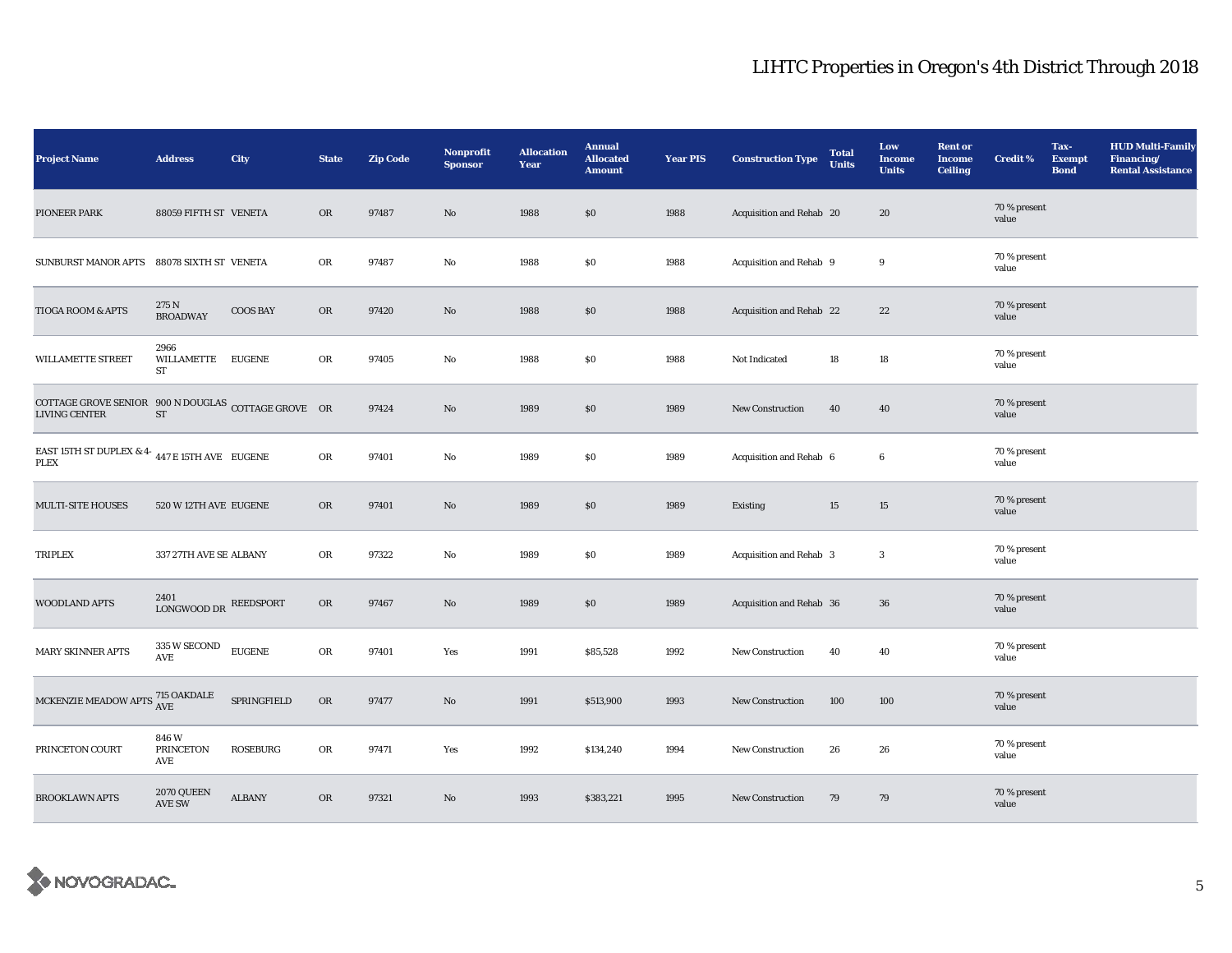# LIHTC Properties in Oregon's 4th District Through 2018

| Project Name | Address | City | State | Zip Code | Nonprofit Sponsor | Allocation Year | Annual Allocated Amount | Year PIS | Construction Type | Total Units | Low Income Units | Rent or Income Ceiling | Credit % | Tax-Exempt Bond | HUD Multi-Family Financing/ Rental Assistance |
|---|---|---|---|---|---|---|---|---|---|---|---|---|---|---|---|
| PIONEER PARK | 88059 FIFTH ST | VENETA | OR | 97487 | No | 1988 | $0 | 1988 | Acquisition and Rehab | 20 | 20 | | 70 % present value | | |
| SUNBURST MANOR APTS | 88078 SIXTH ST | VENETA | OR | 97487 | No | 1988 | $0 | 1988 | Acquisition and Rehab | 9 | 9 | | 70 % present value | | |
| TIOGA ROOM & APTS | 275 N BROADWAY | COOS BAY | OR | 97420 | No | 1988 | $0 | 1988 | Acquisition and Rehab | 22 | 22 | | 70 % present value | | |
| WILLAMETTE STREET | 2966 WILLAMETTE ST | EUGENE | OR | 97405 | No | 1988 | $0 | 1988 | Not Indicated | 18 | 18 | | 70 % present value | | |
| COTTAGE GROVE SENIOR LIVING CENTER | 900 N DOUGLAS ST | COTTAGE GROVE | OR | 97424 | No | 1989 | $0 | 1989 | New Construction | 40 | 40 | | 70 % present value | | |
| EAST 15TH ST DUPLEX & 4-PLEX | 447 E 15TH AVE | EUGENE | OR | 97401 | No | 1989 | $0 | 1989 | Acquisition and Rehab | 6 | 6 | | 70 % present value | | |
| MULTI-SITE HOUSES | 520 W 12TH AVE | EUGENE | OR | 97401 | No | 1989 | $0 | 1989 | Existing | 15 | 15 | | 70 % present value | | |
| TRIPLEX | 337 27TH AVE SE | ALBANY | OR | 97322 | No | 1989 | $0 | 1989 | Acquisition and Rehab | 3 | 3 | | 70 % present value | | |
| WOODLAND APTS | 2401 LONGWOOD DR | REEDSPORT | OR | 97467 | No | 1989 | $0 | 1989 | Acquisition and Rehab | 36 | 36 | | 70 % present value | | |
| MARY SKINNER APTS | 335 W SECOND AVE | EUGENE | OR | 97401 | Yes | 1991 | $85,528 | 1992 | New Construction | 40 | 40 | | 70 % present value | | |
| MCKENZIE MEADOW APTS | 715 OAKDALE AVE | SPRINGFIELD | OR | 97477 | No | 1991 | $513,900 | 1993 | New Construction | 100 | 100 | | 70 % present value | | |
| PRINCETON COURT | 846 W PRINCETON AVE | ROSEBURG | OR | 97471 | Yes | 1992 | $134,240 | 1994 | New Construction | 26 | 26 | | 70 % present value | | |
| BROOKLAWN APTS | 2070 QUEEN AVE SW | ALBANY | OR | 97321 | No | 1993 | $383,221 | 1995 | New Construction | 79 | 79 | | 70 % present value | | |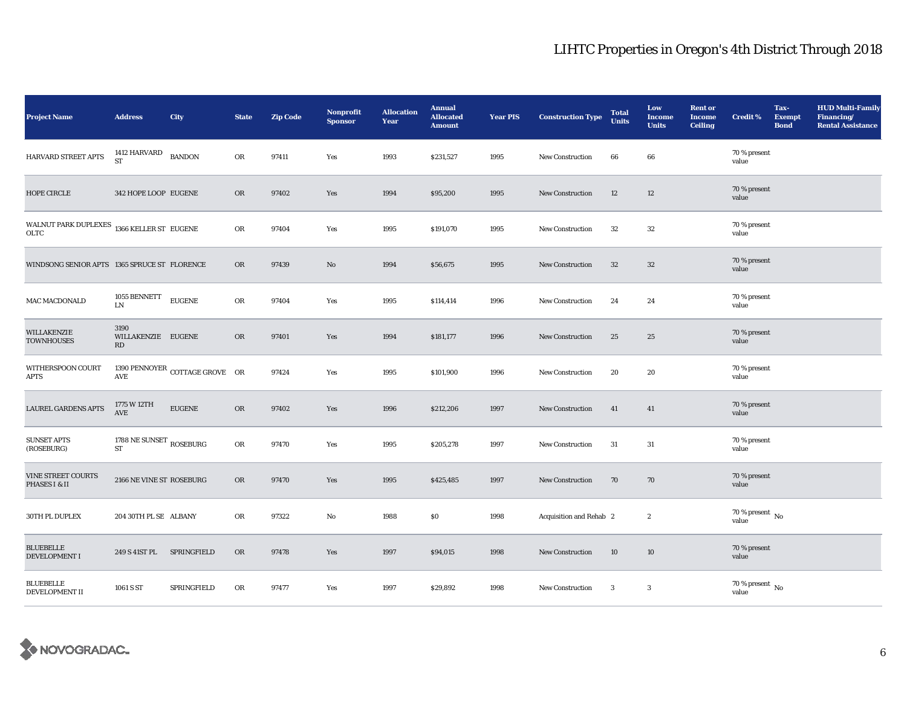# LIHTC Properties in Oregon's 4th District Through 2018

| Project Name | Address | City | State | Zip Code | Nonprofit Sponsor | Allocation Year | Annual Allocated Amount | Year PIS | Construction Type | Total Units | Low Income Units | Rent or Income Ceiling | Credit % | Tax-Exempt Bond | HUD Multi-Family Financing/ Rental Assistance |
|---|---|---|---|---|---|---|---|---|---|---|---|---|---|---|---|
| HARVARD STREET APTS | 1412 HARVARD ST | BANDON | OR | 97411 | Yes | 1993 | $231,527 | 1995 | New Construction | 66 | 66 | | 70 % present value | | |
| HOPE CIRCLE | 342 HOPE LOOP | EUGENE | OR | 97402 | Yes | 1994 | $95,200 | 1995 | New Construction | 12 | 12 | | 70 % present value | | |
| WALNUT PARK DUPLEXES OLTC | 1366 KELLER ST | EUGENE | OR | 97404 | Yes | 1995 | $191,070 | 1995 | New Construction | 32 | 32 | | 70 % present value | | |
| WINDSONG SENIOR APTS | 1365 SPRUCE ST | FLORENCE | OR | 97439 | No | 1994 | $56,675 | 1995 | New Construction | 32 | 32 | | 70 % present value | | |
| MAC MACDONALD | 1055 BENNETT LN | EUGENE | OR | 97404 | Yes | 1995 | $114,414 | 1996 | New Construction | 24 | 24 | | 70 % present value | | |
| WILLAKENZIE TOWNHOUSES | 3190 WILLAKENZIE RD | EUGENE | OR | 97401 | Yes | 1994 | $181,177 | 1996 | New Construction | 25 | 25 | | 70 % present value | | |
| WITHERSPOON COURT APTS | 1390 PENNOYER AVE | COTTAGE GROVE | OR | 97424 | Yes | 1995 | $101,900 | 1996 | New Construction | 20 | 20 | | 70 % present value | | |
| LAUREL GARDENS APTS | 1775 W 12TH AVE | EUGENE | OR | 97402 | Yes | 1996 | $212,206 | 1997 | New Construction | 41 | 41 | | 70 % present value | | |
| SUNSET APTS (ROSEBURG) | 1788 NE SUNSET ST | ROSEBURG | OR | 97470 | Yes | 1995 | $205,278 | 1997 | New Construction | 31 | 31 | | 70 % present value | | |
| VINE STREET COURTS PHASES I &II | 2166 NE VINE ST | ROSEBURG | OR | 97470 | Yes | 1995 | $425,485 | 1997 | New Construction | 70 | 70 | | 70 % present value | | |
| 30TH PL DUPLEX | 204 30TH PL SE | ALBANY | OR | 97322 | No | 1988 | $0 | 1998 | Acquisition and Rehab | 2 | 2 | | 70 % present value | No | |
| BLUEBELLE DEVELOPMENT I | 249 S 41ST PL | SPRINGFIELD | OR | 97478 | Yes | 1997 | $94,015 | 1998 | New Construction | 10 | 10 | | 70 % present value | | |
| BLUEBELLE DEVELOPMENT II | 1061 S ST | SPRINGFIELD | OR | 97477 | Yes | 1997 | $29,892 | 1998 | New Construction | 3 | 3 | | 70 % present value | No | |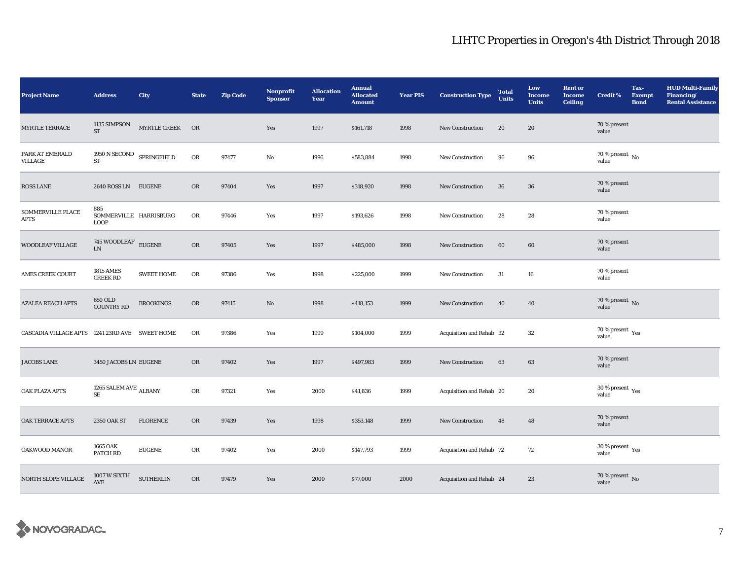# LIHTC Properties in Oregon's 4th District Through 2018

| Project Name | Address | City | State | Zip Code | Nonprofit Sponsor | Allocation Year | Annual Allocated Amount | Year PIS | Construction Type | Total Units | Low Income Units | Rent or Income Ceiling | Credit % | Tax-Exempt Bond | HUD Multi-Family Financing/ Rental Assistance |
|---|---|---|---|---|---|---|---|---|---|---|---|---|---|---|---|
| MYRTLE TERRACE | 1135 SIMPSON ST | MYRTLE CREEK | OR | | Yes | 1997 | $161,718 | 1998 | New Construction | 20 | 20 | | 70 % present value | | |
| PARK AT EMERALD VILLAGE | 1950 N SECOND ST | SPRINGFIELD | OR | 97477 | No | 1996 | $583,884 | 1998 | New Construction | 96 | 96 | | 70 % present value | No | |
| ROSS LANE | 2640 ROSS LN | EUGENE | OR | 97404 | Yes | 1997 | $318,920 | 1998 | New Construction | 36 | 36 | | 70 % present value | | |
| SOMMERVILLE PLACE APTS | 885 SOMMERVILLE LOOP | HARRISBURG | OR | 97446 | Yes | 1997 | $193,626 | 1998 | New Construction | 28 | 28 | | 70 % present value | | |
| WOODLEAF VILLAGE | 745 WOODLEAF LN | EUGENE | OR | 97405 | Yes | 1997 | $485,000 | 1998 | New Construction | 60 | 60 | | 70 % present value | | |
| AMES CREEK COURT | 1815 AMES CREEK RD | SWEET HOME | OR | 97386 | Yes | 1998 | $225,000 | 1999 | New Construction | 31 | 16 | | 70 % present value | | |
| AZALEA REACH APTS | 650 OLD COUNTRY RD | BROOKINGS | OR | 97415 | No | 1998 | $418,153 | 1999 | New Construction | 40 | 40 | | 70 % present value | No | |
| CASCADIA VILLAGE APTS | 1241 23RD AVE | SWEET HOME | OR | 97386 | Yes | 1999 | $104,000 | 1999 | Acquisition and Rehab | 32 | 32 | | 70 % present value | Yes | |
| JACOBS LANE | 3450 JACOBS LN | EUGENE | OR | 97402 | Yes | 1997 | $497,983 | 1999 | New Construction | 63 | 63 | | 70 % present value | | |
| OAK PLAZA APTS | 1265 SALEM AVE SE | ALBANY | OR | 97321 | Yes | 2000 | $41,836 | 1999 | Acquisition and Rehab | 20 | 20 | | 30 % present value | Yes | |
| OAK TERRACE APTS | 2350 OAK ST | FLORENCE | OR | 97439 | Yes | 1998 | $353,148 | 1999 | New Construction | 48 | 48 | | 70 % present value | | |
| OAKWOOD MANOR | 1665 OAK PATCH RD | EUGENE | OR | 97402 | Yes | 2000 | $147,793 | 1999 | Acquisition and Rehab | 72 | 72 | | 30 % present value | Yes | |
| NORTH SLOPE VILLAGE | 1007 W SIXTH AVE | SUTHERLIN | OR | 97479 | Yes | 2000 | $77,000 | 2000 | Acquisition and Rehab | 24 | 23 | | 70 % present value | No | |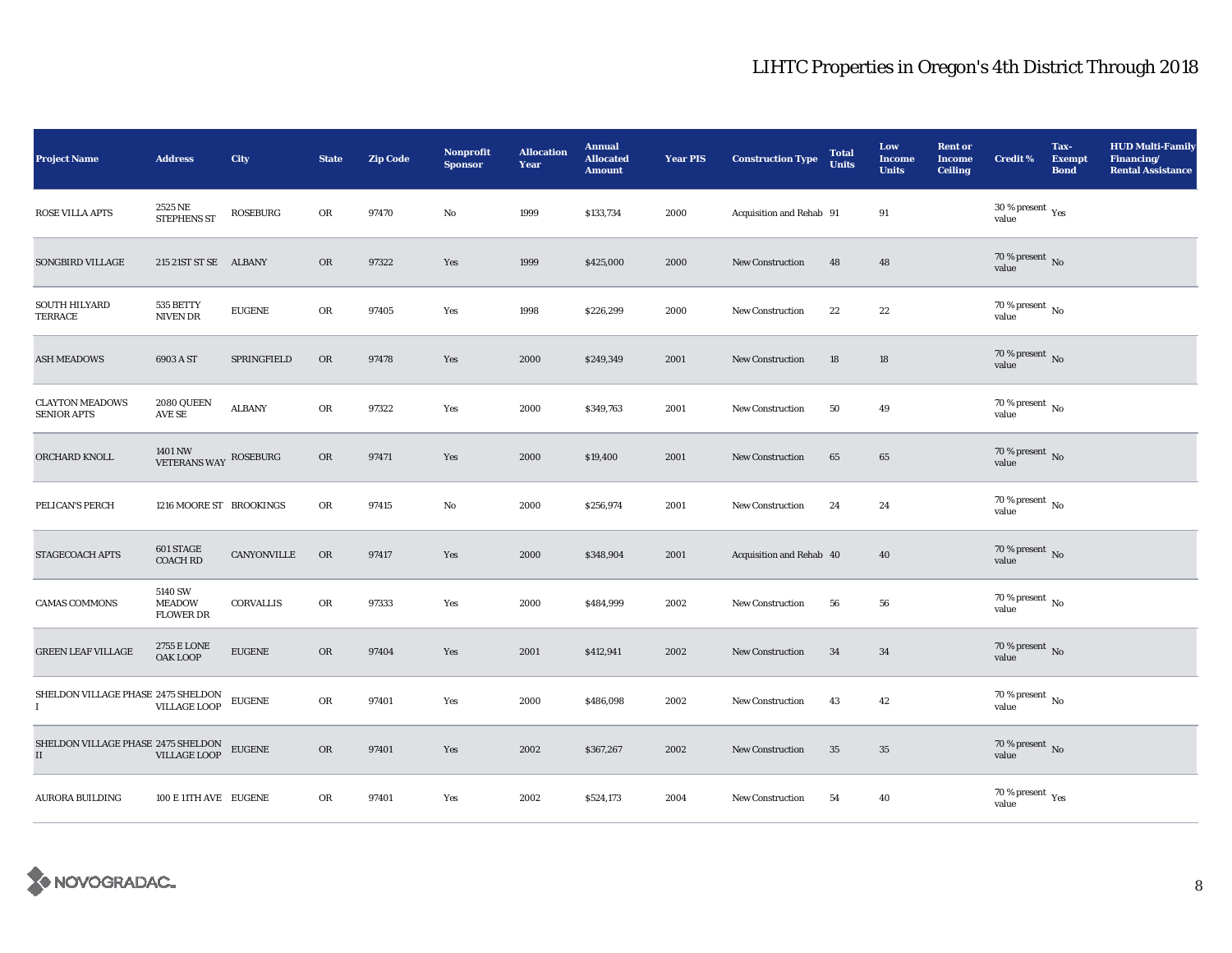# LIHTC Properties in Oregon's 4th District Through 2018

| Project Name | Address | City | State | Zip Code | Nonprofit Sponsor | Allocation Year | Annual Allocated Amount | Year PIS | Construction Type | Total Units | Low Income Units | Rent or Income Ceiling | Credit % | Tax-Exempt Bond | HUD Multi-Family Financing/ Rental Assistance |
|---|---|---|---|---|---|---|---|---|---|---|---|---|---|---|---|
| ROSE VILLA APTS | 2525 NE STEPHENS ST | ROSEBURG | OR | 97470 | No | 1999 | $133,734 | 2000 | Acquisition and Rehab | 91 | 91 | | 30 % present value | Yes | |
| SONGBIRD VILLAGE | 215 21ST ST SE | ALBANY | OR | 97322 | Yes | 1999 | $425,000 | 2000 | New Construction | 48 | 48 | | 70 % present value | No | |
| SOUTH HILYARD TERRACE | 535 BETTY NIVEN DR | EUGENE | OR | 97405 | Yes | 1998 | $226,299 | 2000 | New Construction | 22 | 22 | | 70 % present value | No | |
| ASH MEADOWS | 6903 A ST | SPRINGFIELD | OR | 97478 | Yes | 2000 | $249,349 | 2001 | New Construction | 18 | 18 | | 70 % present value | No | |
| CLAYTON MEADOWS SENIOR APTS | 2080 QUEEN AVE SE | ALBANY | OR | 97322 | Yes | 2000 | $349,763 | 2001 | New Construction | 50 | 49 | | 70 % present value | No | |
| ORCHARD KNOLL | 1401 NW VETERANS WAY | ROSEBURG | OR | 97471 | Yes | 2000 | $19,400 | 2001 | New Construction | 65 | 65 | | 70 % present value | No | |
| PELICAN'S PERCH | 1216 MOORE ST | BROOKINGS | OR | 97415 | No | 2000 | $256,974 | 2001 | New Construction | 24 | 24 | | 70 % present value | No | |
| STAGECOACH APTS | 601 STAGE COACH RD | CANYONVILLE | OR | 97417 | Yes | 2000 | $348,904 | 2001 | Acquisition and Rehab | 40 | 40 | | 70 % present value | No | |
| CAMAS COMMONS | 5140 SW MEADOW FLOWER DR | CORVALLIS | OR | 97333 | Yes | 2000 | $484,999 | 2002 | New Construction | 56 | 56 | | 70 % present value | No | |
| GREEN LEAF VILLAGE | 2755 E LONE OAK LOOP | EUGENE | OR | 97404 | Yes | 2001 | $412,941 | 2002 | New Construction | 34 | 34 | | 70 % present value | No | |
| SHELDON VILLAGE PHASE I | 2475 SHELDON VILLAGE LOOP | EUGENE | OR | 97401 | Yes | 2000 | $486,098 | 2002 | New Construction | 43 | 42 | | 70 % present value | No | |
| SHELDON VILLAGE PHASE II | 2475 SHELDON VILLAGE LOOP | EUGENE | OR | 97401 | Yes | 2002 | $367,267 | 2002 | New Construction | 35 | 35 | | 70 % present value | No | |
| AURORA BUILDING | 100 E 11TH AVE | EUGENE | OR | 97401 | Yes | 2002 | $524,173 | 2004 | New Construction | 54 | 40 | | 70 % present value | Yes | |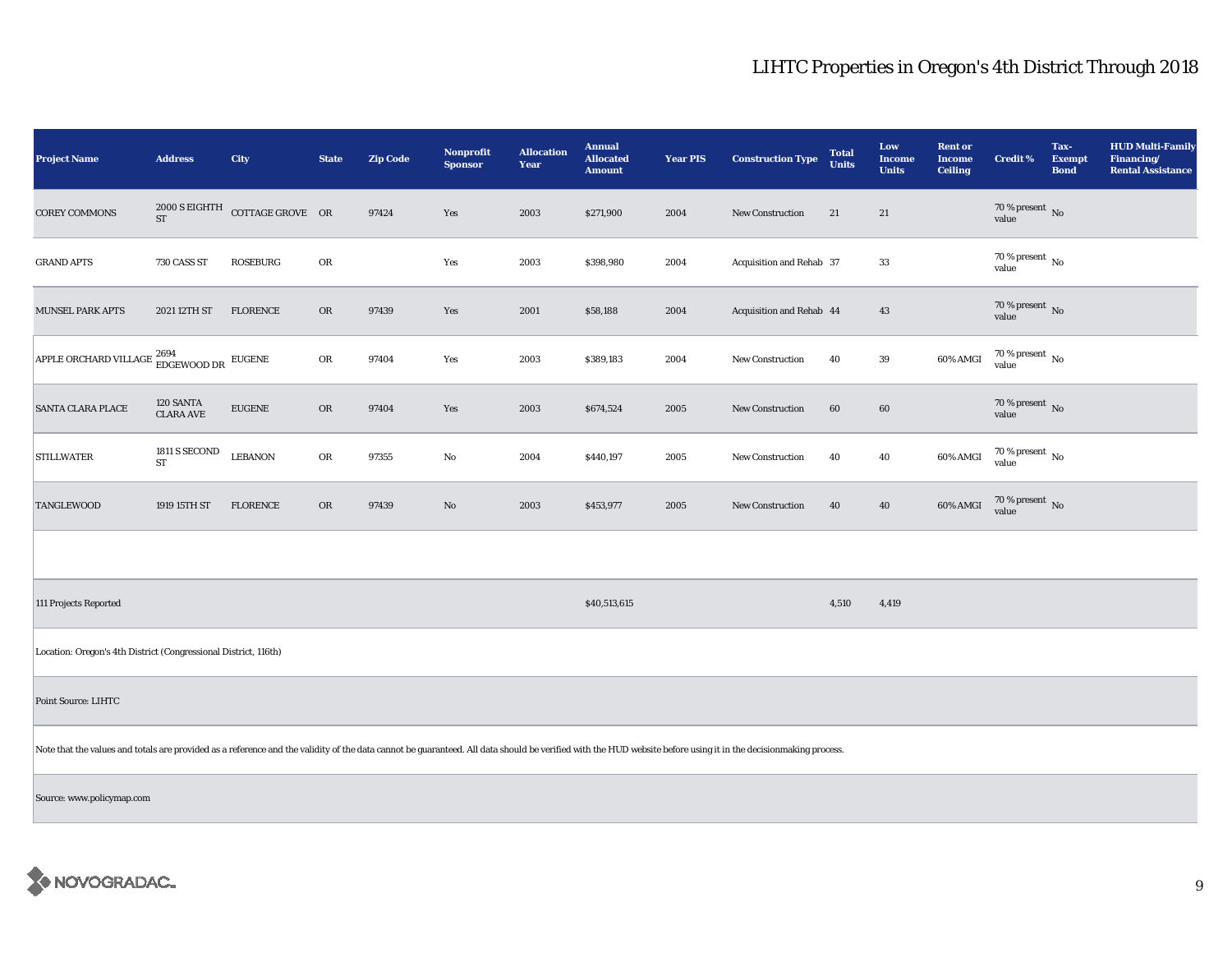# LIHTC Properties in Oregon's 4th District Through 2018

| Project Name | Address | City | State | Zip Code | Nonprofit Sponsor | Allocation Year | Annual Allocated Amount | Year PIS | Construction Type | Total Units | Low Income Units | Rent or Income Ceiling | Credit % | Tax-Exempt Bond | HUD Multi-Family Financing/ Rental Assistance |
|---|---|---|---|---|---|---|---|---|---|---|---|---|---|---|---|
| COREY COMMONS | 2000 S EIGHTH ST | COTTAGE GROVE | OR | 97424 | Yes | 2003 | $271,900 | 2004 | New Construction | 21 | 21 | | 70 % present value | No | |
| GRAND APTS | 730 CASS ST | ROSEBURG | OR | | Yes | 2003 | $398,980 | 2004 | Acquisition and Rehab | 37 | 33 | | 70 % present value | No | |
| MUNSEL PARK APTS | 2021 12TH ST | FLORENCE | OR | 97439 | Yes | 2001 | $58,188 | 2004 | Acquisition and Rehab | 44 | 43 | | 70 % present value | No | |
| APPLE ORCHARD VILLAGE | 2694 EDGEWOOD DR | EUGENE | OR | 97404 | Yes | 2003 | $389,183 | 2004 | New Construction | 40 | 39 | 60% AMGI | 70 % present value | No | |
| SANTA CLARA PLACE | 120 SANTA CLARA AVE | EUGENE | OR | 97404 | Yes | 2003 | $674,524 | 2005 | New Construction | 60 | 60 | | 70 % present value | No | |
| STILLWATER | 1811 S SECOND ST | LEBANON | OR | 97355 | No | 2004 | $440,197 | 2005 | New Construction | 40 | 40 | 60% AMGI | 70 % present value | No | |
| TANGLEWOOD | 1919 15TH ST | FLORENCE | OR | 97439 | No | 2003 | $453,977 | 2005 | New Construction | 40 | 40 | 60% AMGI | 70 % present value | No | |
| | | | | | | | | | | | | | | | |
| 111 Projects Reported | | | | | | | $40,513,615 | | | 4,510 | 4,419 | | | | |

Location: Oregon's 4th District (Congressional District, 116th)

Point Source: LIHTC

Note that the values and totals are provided as a reference and the validity of the data cannot be guaranteed. All data should be verified with the HUD website before using it in the decisionmaking process.

Source: www.policymap.com